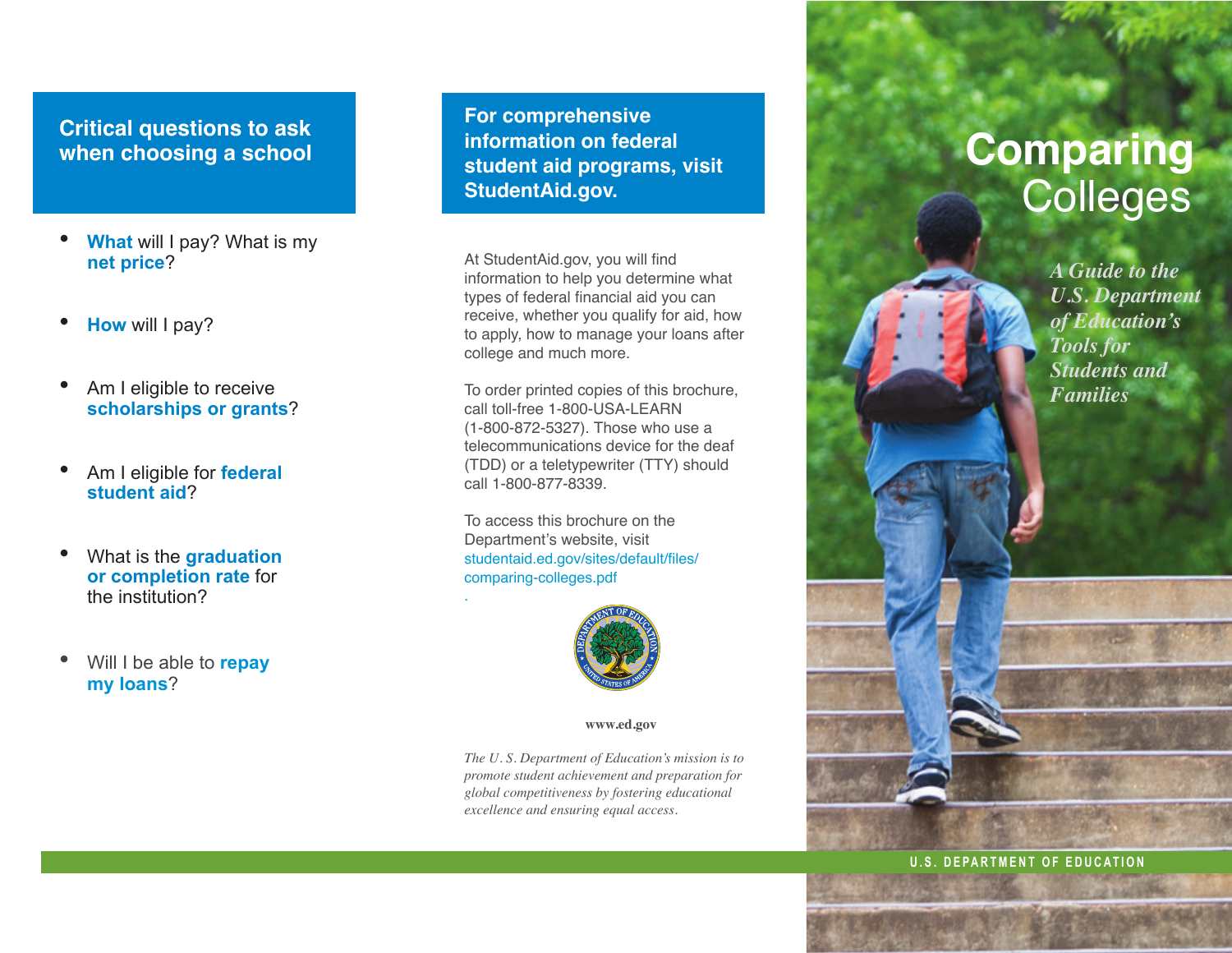## Critical questions to ask when choosing a school

- **What** will I pay? What is my **net price**?
- **How** will I pay?
- Am I eligible to receive **scholarships or grants**?
- Am I eligible for **federal student aid**?
- What is the **graduation or completion rate** for the institution?
- Will I be able to **repay my loans**?

## For comprehensive information on federal student aid programs, visit StudentAid.gov.

At StudentAid.gov, you will find information to help you determine what types of federal financial aid you can receive, whether you qualify for aid, how to apply, how to manage your loans after college and much more.

To order printed copies of this brochure, call toll-free 1-800-USA-LEARN (1-800-872-5327). Those who use a telecommunications device for the deaf (TDD) or a teletypewriter (TTY) should call 1-800-877-8339.

To access this brochure on the Department's website, visit studentaid.ed.gov/sites/default/files/comparing-colleges.pdf.

**www.ed.gov**

*The U. S. Department of Education's mission is to promote student achievement and preparation for global competitiveness by fostering educational excellence and ensuring equal access.*

# Comparing Colleges

*A Guide to the U.S. Department of Education's Tools for Students and Families*

U.S. DEPARTMENT OF EDUCATION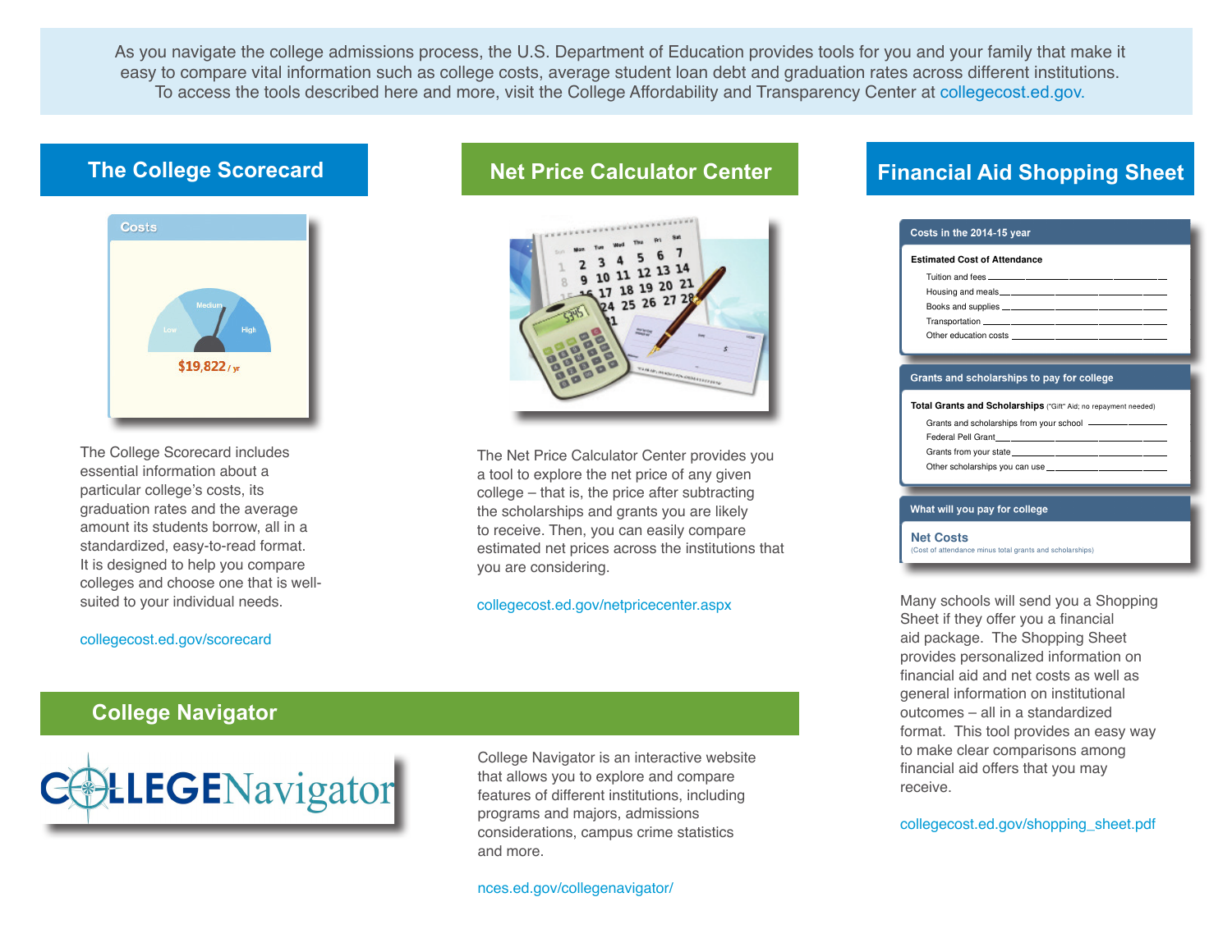As you navigate the college admissions process, the U.S. Department of Education provides tools for you and your family that make it easy to compare vital information such as college costs, average student loan debt and graduation rates across different institutions. To access the tools described here and more, visit the College Affordability and Transparency Center at collegecost.ed.gov.

## The College Scorecard

Costs

Low
Medium
High

$19,822 / yr

The College Scorecard includes essential information about a particular college's costs, its graduation rates and the average amount its students borrow, all in a standardized, easy-to-read format. It is designed to help you compare colleges and choose one that is well-suited to your individual needs.

collegecost.ed.gov/scorecard

## Net Price Calculator Center

The Net Price Calculator Center provides you a tool to explore the net price of any given college – that is, the price after subtracting the scholarships and grants you are likely to receive. Then, you can easily compare estimated net prices across the institutions that you are considering.

collegecost.ed.gov/netpricecenter.aspx

## Financial Aid Shopping Sheet

**Costs in the 2014-15 year**

**Estimated Cost of Attendance** ________

- Tuition and fees ________
- Housing and meals ________
- Books and supplies ________
- Transportation ________
- Other education costs ________

**Grants and scholarships to pay for college**

**Total Grants and Scholarships** ("Gift" Aid; no repayment needed) ________

- Grants and scholarships from your school ________
- Federal Pell Grant ________
- Grants from your state ________
- Other scholarships you can use ________

**What will you pay for college**

**Net Costs** ________
(Cost of attendance minus total grants and scholarships)

Many schools will send you a Shopping Sheet if they offer you a financial aid package. The Shopping Sheet provides personalized information on financial aid and net costs as well as general information on institutional outcomes – all in a standardized format. This tool provides an easy way to make clear comparisons among financial aid offers that you may receive.

collegecost.ed.gov/shopping_sheet.pdf

## College Navigator

COLLEGENavigator

College Navigator is an interactive website that allows you to explore and compare features of different institutions, including programs and majors, admissions considerations, campus crime statistics and more.

nces.ed.gov/collegenavigator/